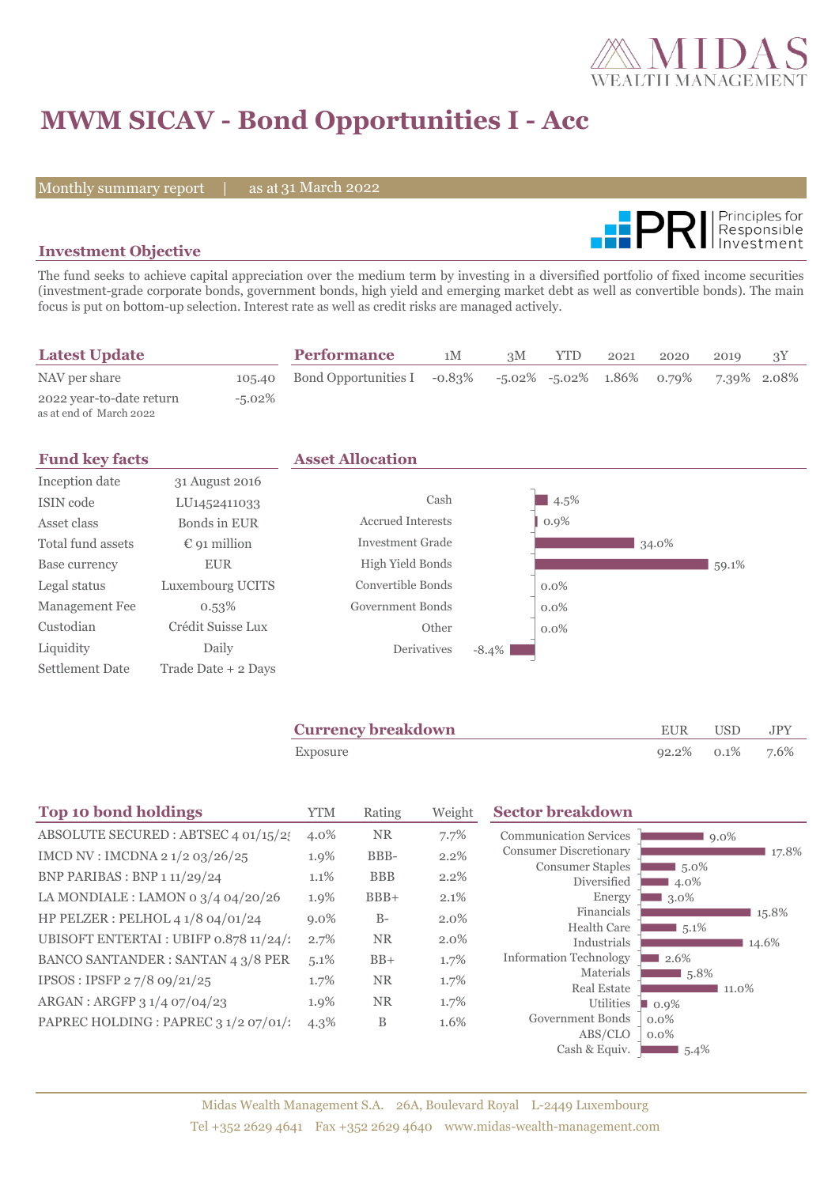# MWM SICAV - Bond Opportunities I - Acc

Monthly summary report | as at 31 March 2022

## Investment Objective

The fund seeks to achieve capital appreciation over the medium term by investing in a diversified portfolio of fixed income securities (investment-grade corporate bonds, government bonds, high yield and emerging market debt as well as convertible bonds). The main focus is put on bottom-up selection. Interest rate as well as credit risks are managed actively.

## Latest Update

| | |
|---|---|
| NAV per share | 105.40 |
| 2022 year-to-date return (as at end of March 2022) | -5.02% |

## Performance

| | 1M | 3M | YTD | 2021 | 2020 | 2019 | 3Y |
|---|---|---|---|---|---|---|---|
| Bond Opportunities I | -0.83% | -5.02% | -5.02% | 1.86% | 0.79% | 7.39% | 2.08% |

## Fund key facts

| | |
|---|---|
| Inception date | 31 August 2016 |
| ISIN code | LU1452411033 |
| Asset class | Bonds in EUR |
| Total fund assets | € 91 million |
| Base currency | EUR |
| Legal status | Luxembourg UCITS |
| Management Fee | 0.53% |
| Custodian | Crédit Suisse Lux |
| Liquidity | Daily |
| Settlement Date | Trade Date + 2 Days |

## Asset Allocation

| | |
|---|---|
| Cash | 4.5% |
| Accrued Interests | 0.9% |
| Investment Grade | 34.0% |
| High Yield Bonds | 59.1% |
| Convertible Bonds | 0.0% |
| Government Bonds | 0.0% |
| Other | 0.0% |
| Derivatives | -8.4% |

## Currency breakdown

| | EUR | USD | JPY |
|---|---|---|---|
| Exposure | 92.2% | 0.1% | 7.6% |

## Top 10 bond holdings

| | YTM | Rating | Weight |
|---|---|---|---|
| ABSOLUTE SECURED : ABTSEC 4 01/15/2! | 4.0% | NR | 7.7% |
| IMCD NV : IMCDNA 2 1/2 03/26/25 | 1.9% | BBB- | 2.2% |
| BNP PARIBAS : BNP 1 11/29/24 | 1.1% | BBB | 2.2% |
| LA MONDIALE : LAMON 0 3/4 04/20/26 | 1.9% | BBB+ | 2.1% |
| HP PELZER : PELHOL 4 1/8 04/01/24 | 9.0% | B- | 2.0% |
| UBISOFT ENTERTAI : UBIFP 0.878 11/24/ | 2.7% | NR | 2.0% |
| BANCO SANTANDER : SANTAN 4 3/8 PER | 5.1% | BB+ | 1.7% |
| IPSOS : IPSFP 2 7/8 09/21/25 | 1.7% | NR | 1.7% |
| ARGAN : ARGFP 3 1/4 07/04/23 | 1.9% | NR | 1.7% |
| PAPREC HOLDING : PAPREC 3 1/2 07/01/ | 4.3% | B | 1.6% |

## Sector breakdown

| | |
|---|---|
| Communication Services | 9.0% |
| Consumer Discretionary | 17.8% |
| Consumer Staples | 5.0% |
| Diversified | 4.0% |
| Energy | 3.0% |
| Financials | 15.8% |
| Health Care | 5.1% |
| Industrials | 14.6% |
| Information Technology | 2.6% |
| Materials | 5.8% |
| Real Estate | 11.0% |
| Utilities | 0.9% |
| Government Bonds | 0.0% |
| ABS/CLO | 0.0% |
| Cash & Equiv. | 5.4% |

Midas Wealth Management S.A. 26A, Boulevard Royal L-2449 Luxembourg
Tel +352 2629 4641 Fax +352 2629 4640 www.midas-wealth-management.com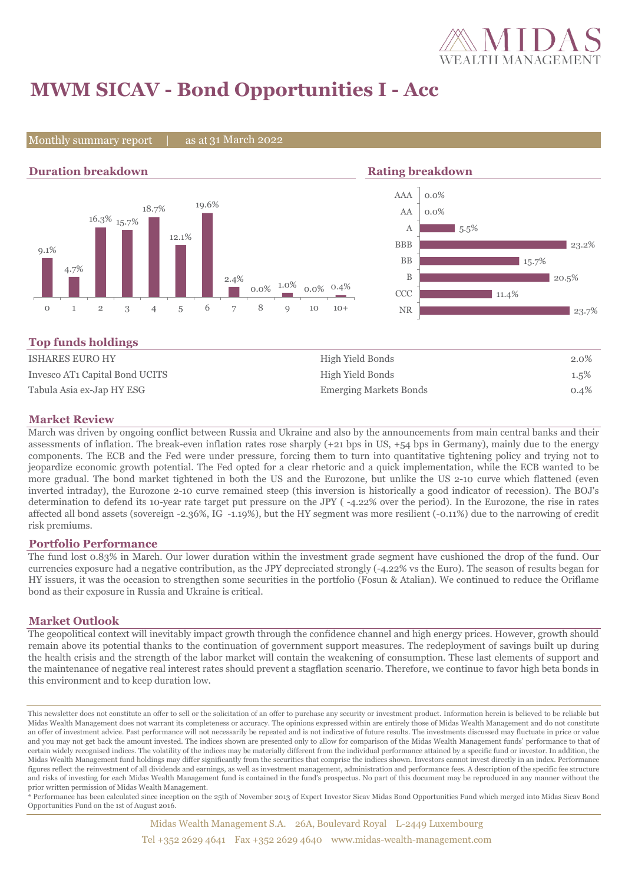# MWM SICAV - Bond Opportunities I - Acc

Monthly summary report | as at 31 March 2022

## Duration breakdown

9.1%
4.7%
16.3%
15.7%
18.7%
12.1%
19.6%
2.4%
0.0%
1.0%
0.0%
0.4%

0 1 2 3 4 5 6 7 8 9 10 10+

## Rating breakdown

AAA 0.0%
AA 0.0%
A 5.5%
BBB 23.2%
BB 15.7%
B 20.5%
CCC 11.4%
NR 23.7%

## Top funds holdings

| | | |
|---|---|---|
| ISHARES EURO HY | High Yield Bonds | 2.0% |
| Invesco AT1 Capital Bond UCITS | High Yield Bonds | 1.5% |
| Tabula Asia ex-Jap HY ESG | Emerging Markets Bonds | 0.4% |

## Market Review

March was driven by ongoing conflict between Russia and Ukraine and also by the announcements from main central banks and their assessments of inflation. The break-even inflation rates rose sharply (+21 bps in US, +54 bps in Germany), mainly due to the energy components. The ECB and the Fed were under pressure, forcing them to turn into quantitative tightening policy and trying not to jeopardize economic growth potential. The Fed opted for a clear rhetoric and a quick implementation, while the ECB wanted to be more gradual. The bond market tightened in both the US and the Eurozone, but unlike the US 2-10 curve which flattened (even inverted intraday), the Eurozone 2-10 curve remained steep (this inversion is historically a good indicator of recession). The BOJ's determination to defend its 10-year rate target put pressure on the JPY ( -4.22% over the period). In the Eurozone, the rise in rates affected all bond assets (sovereign -2.36%, IG -1.19%), but the HY segment was more resilient (-0.11%) due to the narrowing of credit risk premiums.

## Portfolio Performance

The fund lost 0.83% in March. Our lower duration within the investment grade segment have cushioned the drop of the fund. Our currencies exposure had a negative contribution, as the JPY depreciated strongly (-4.22% vs the Euro). The season of results began for HY issuers, it was the occasion to strengthen some securities in the portfolio (Fosun & Atalian). We continued to reduce the Oriflame bond as their exposure in Russia and Ukraine is critical.

## Market Outlook

The geopolitical context will inevitably impact growth through the confidence channel and high energy prices. However, growth should remain above its potential thanks to the continuation of government support measures. The redeployment of savings built up during the health crisis and the strength of the labor market will contain the weakening of consumption. These last elements of support and the maintenance of negative real interest rates should prevent a stagflation scenario. Therefore, we continue to favor high beta bonds in this environment and to keep duration low.

This newsletter does not constitute an offer to sell or the solicitation of an offer to purchase any security or investment product. Information herein is believed to be reliable but Midas Wealth Management does not warrant its completeness or accuracy. The opinions expressed within are entirely those of Midas Wealth Management and do not constitute an offer of investment advice. Past performance will not necessarily be repeated and is not indicative of future results. The investments discussed may fluctuate in price or value and you may not get back the amount invested. The indices shown are presented only to allow for comparison of the Midas Wealth Management funds' performance to that of certain widely recognised indices. The volatility of the indices may be materially different from the individual performance attained by a specific fund or investor. In addition, the Midas Wealth Management fund holdings may differ significantly from the securities that comprise the indices shown. Investors cannot invest directly in an index. Performance figures reflect the reinvestment of all dividends and earnings, as well as investment management, administration and performance fees. A description of the specific fee structure and risks of investing for each Midas Wealth Management fund is contained in the fund's prospectus. No part of this document may be reproduced in any manner without the prior written permission of Midas Wealth Management.

* Performance has been calculated since inception on the 25th of November 2013 of Expert Investor Sicav Midas Bond Opportunities Fund which merged into Midas Sicav Bond Opportunities Fund on the 1st of August 2016.

Midas Wealth Management S.A. 26A, Boulevard Royal L-2449 Luxembourg
Tel +352 2629 4641 Fax +352 2629 4640 www.midas-wealth-management.com